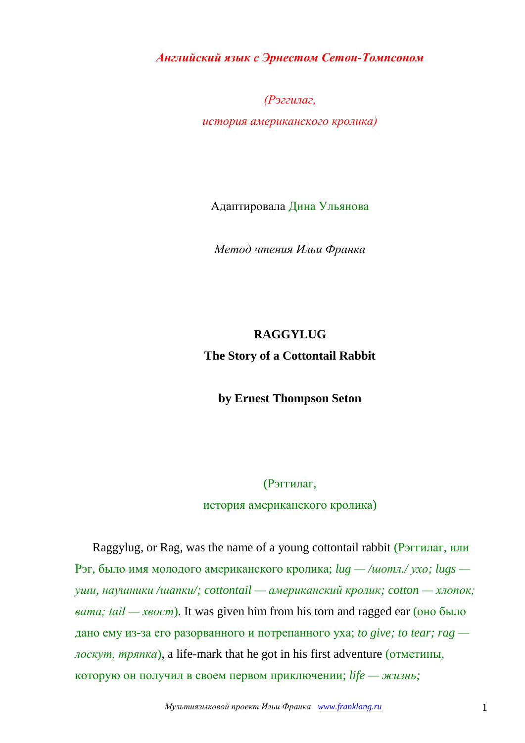*Английский язык с Эрнестом Сетон-Томпсоном*

*(Рэггилаг,*
*история американского кролика)*

Адаптировала Дина Ульянова

*Метод чтения Ильи Франка*

**RAGGYLUG**
**The Story of a Cottontail Rabbit**

**by Ernest Thompson Seton**

(Рэггилаг,
история американского кролика)

Raggylug, or Rag, was the name of a young cottontail rabbit (Рэггилаг, или Рэг, было имя молодого американского кролика; *lug — /шотл./ ухо; lugs — уши, наушники /шапки/; cottontail — американский кролик; cotton — хлопок; вата; tail — хвост*). It was given him from his torn and ragged ear (оно было дано ему из-за его разорванного и потрепанного уха; *to give; to tear; rag — лоскут, тряпка*), a life-mark that he got in his first adventure (отметины, которую он получил в своем первом приключении; *life — жизнь;*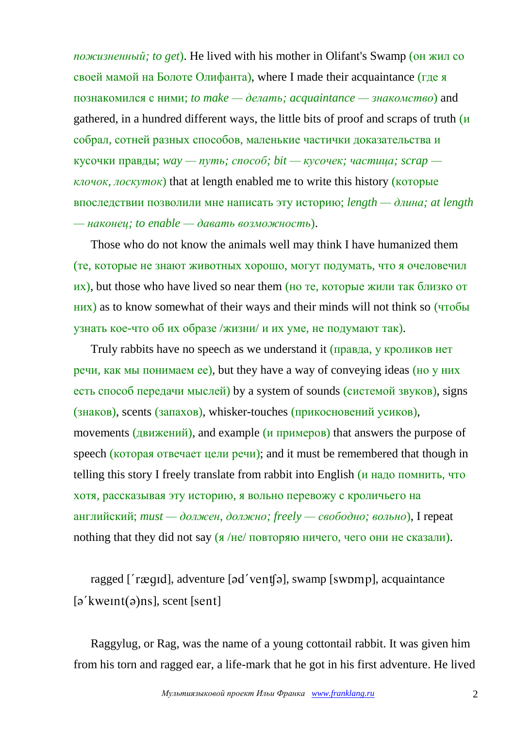*пожизненный; to get*). He lived with his mother in Olifant's Swamp (он жил со своей мамой на Болоте Олифанта), where I made their acquaintance (где я познакомился с ними; *to make — делать; acquaintance — знакомство*) and gathered, in a hundred different ways, the little bits of proof and scraps of truth (и собрал, сотней разных способов, маленькие частички доказательства и кусочки правды; *way — путь; способ; bit — кусочек; частица; scrap — клочок, лоскуток*) that at length enabled me to write this history (которые впоследствии позволили мне написать эту историю; *length — длина; at length — наконец; to enable — давать возможность*).

Those who do not know the animals well may think I have humanized them (те, которые не знают животных хорошо, могут подумать, что я очеловечил их), but those who have lived so near them (но те, которые жили так близко от них) as to know somewhat of their ways and their minds will not think so (чтобы узнать кое-что об их образе /жизни/ и их уме, не подумают так).

Truly rabbits have no speech as we understand it (правда, у кроликов нет речи, как мы понимаем ее), but they have a way of conveying ideas (но у них есть способ передачи мыслей) by a system of sounds (системой звуков), signs (знаков), scents (запахов), whisker-touches (прикосновений усиков), movements (движений), and example (и примеров) that answers the purpose of speech (которая отвечает цели речи); and it must be remembered that though in telling this story I freely translate from rabbit into English (и надо помнить, что хотя, рассказывая эту историю, я вольно перевожу с кроличьего на английский; *must — должен, должно; freely — свободно; вольно*), I repeat nothing that they did not say (я /не/ повторяю ничего, чего они не сказали).

ragged [ˊrægɪd], adventure [ədˊventʃə], swamp [swɒmp], acquaintance [əˊkweɪnt(ə)ns], scent [sent]

Raggylug, or Rag, was the name of a young cottontail rabbit. It was given him from his torn and ragged ear, a life-mark that he got in his first adventure. He lived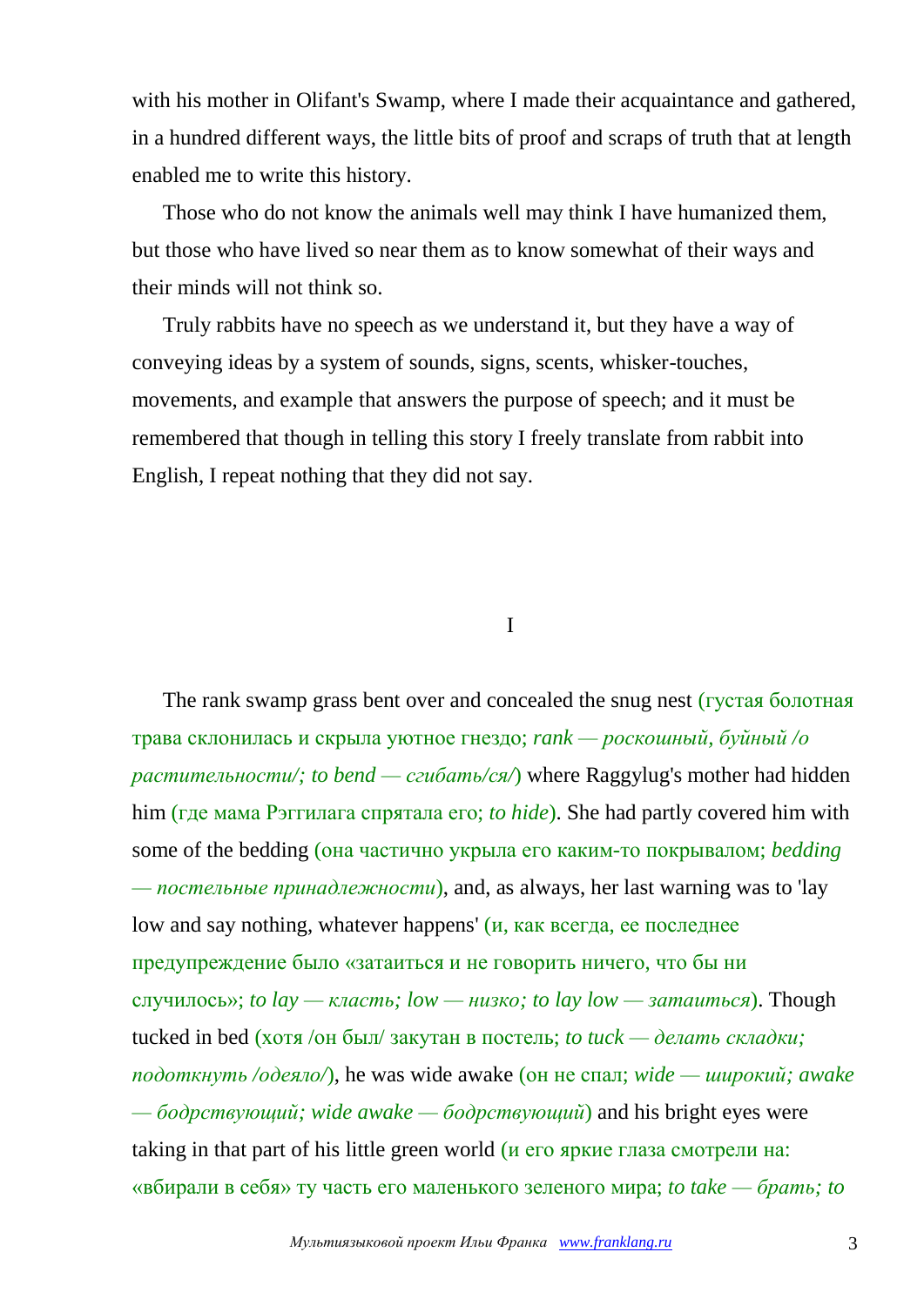with his mother in Olifant's Swamp, where I made their acquaintance and gathered, in a hundred different ways, the little bits of proof and scraps of truth that at length enabled me to write this history.

Those who do not know the animals well may think I have humanized them, but those who have lived so near them as to know somewhat of their ways and their minds will not think so.

Truly rabbits have no speech as we understand it, but they have a way of conveying ideas by a system of sounds, signs, scents, whisker-touches, movements, and example that answers the purpose of speech; and it must be remembered that though in telling this story I freely translate from rabbit into English, I repeat nothing that they did not say.

## I

The rank swamp grass bent over and concealed the snug nest (густая болотная трава склонилась и скрыла уютное гнездо; *rank — роскошный, буйный /о растительности/; to bend — сгибать/ся/*) where Raggylug's mother had hidden him (где мама Рэггилага спрятала его; *to hide*). She had partly covered him with some of the bedding (она частично укрыла его каким-то покрывалом; *bedding — постельные принадлежности*), and, as always, her last warning was to 'lay low and say nothing, whatever happens' (и, как всегда, ее последнее предупреждение было «затаиться и не говорить ничего, что бы ни случилось»; *to lay — класть; low — низко; to lay low — затаиться*). Though tucked in bed (хотя /он был/ закутан в постель; *to tuck — делать складки; подоткнуть /одеяло/*), he was wide awake (он не спал; *wide — широкий; awake — бодрствующий; wide awake — бодрствующий*) and his bright eyes were taking in that part of his little green world (и его яркие глаза смотрели на: «вбирали в себя» ту часть его маленького зеленого мира; *to take — брать; to*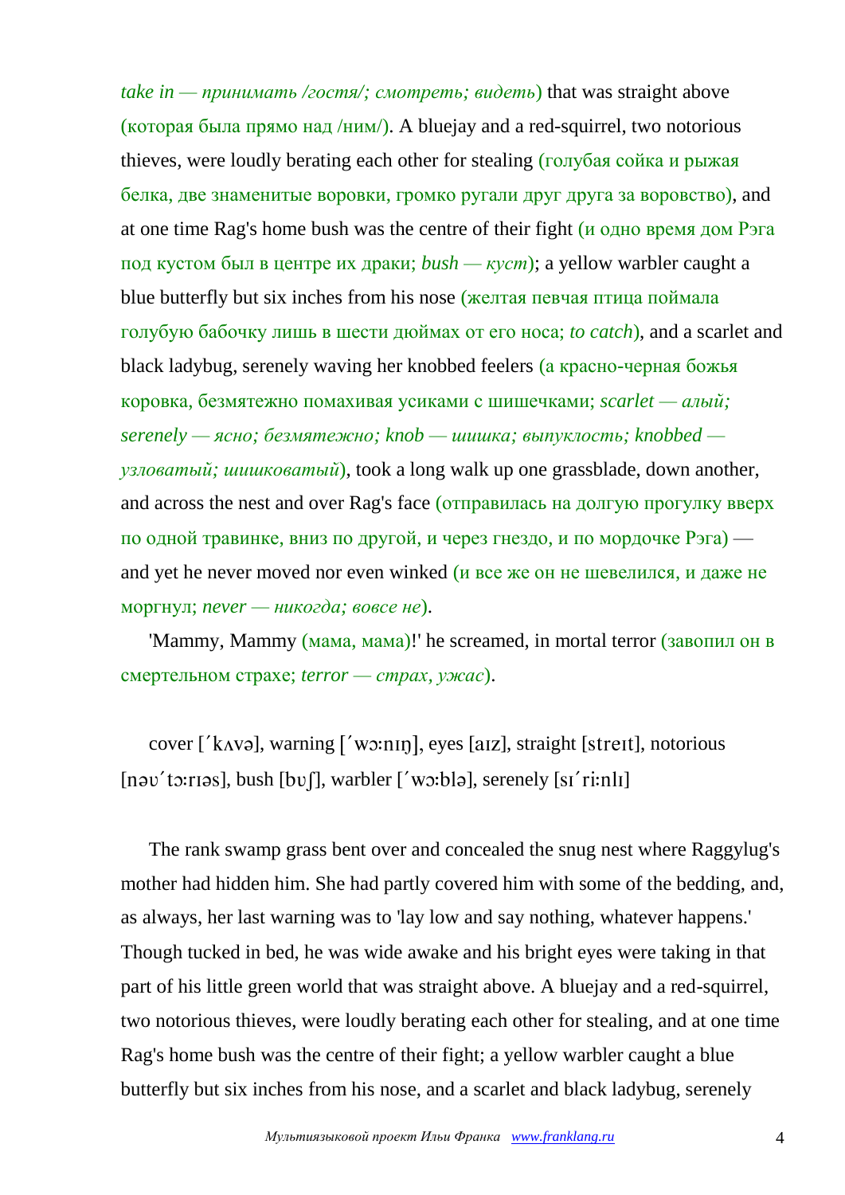*take in — принимать /гостя/; смотреть; видеть*) that was straight above (которая была прямо над /ним/). A bluejay and a red-squirrel, two notorious thieves, were loudly berating each other for stealing (голубая сойка и рыжая белка, две знаменитые воровки, громко ругали друг друга за воровство), and at one time Rag's home bush was the centre of their fight (и одно время дом Рэга под кустом был в центре их драки; *bush — куст*); a yellow warbler caught a blue butterfly but six inches from his nose (желтая певчая птица поймала голубую бабочку лишь в шести дюймах от его носа; *to catch*), and a scarlet and black ladybug, serenely waving her knobbed feelers (а красно-черная божья коровка, безмятежно помахивая усиками с шишечками; *scarlet — алый; serenely — ясно; безмятежно; knob — шишка; выпуклость; knobbed — узловатый; шишковатый*), took a long walk up one grassblade, down another, and across the nest and over Rag's face (отправилась на долгую прогулку вверх по одной травинке, вниз по другой, и через гнездо, и по мордочке Рэга) — and yet he never moved nor even winked (и все же он не шевелился, и даже не моргнул; *never — никогда; вовсе не*).

'Mammy, Mammy (мама, мама)!' he screamed, in mortal terror (завопил он в смертельном страхе; *terror — страх, ужас*).

cover [΄kʌvə], warning [΄wɔ:nɪŋ], eyes [aɪz], straight [streɪt], notorious [nəʊ΄tɔ:rɪəs], bush [bʊʃ], warbler [΄wɔ:blə], serenely [sɪ΄ri:nlɪ]

The rank swamp grass bent over and concealed the snug nest where Raggylug's mother had hidden him. She had partly covered him with some of the bedding, and, as always, her last warning was to 'lay low and say nothing, whatever happens.' Though tucked in bed, he was wide awake and his bright eyes were taking in that part of his little green world that was straight above. A bluejay and a red-squirrel, two notorious thieves, were loudly berating each other for stealing, and at one time Rag's home bush was the centre of their fight; a yellow warbler caught a blue butterfly but six inches from his nose, and a scarlet and black ladybug, serenely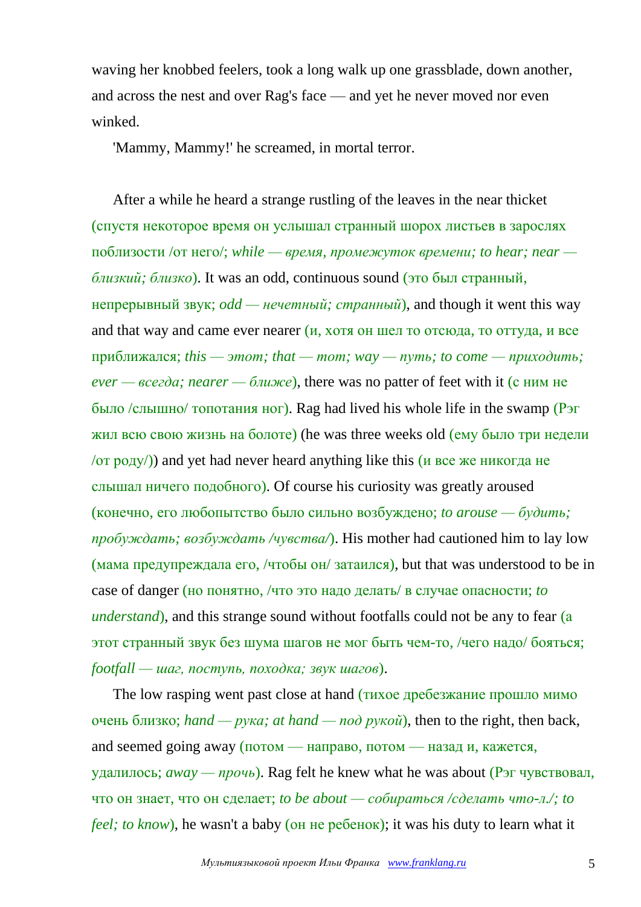waving her knobbed feelers, took a long walk up one grassblade, down another, and across the nest and over Rag's face — and yet he never moved nor even winked.

'Mammy, Mammy!' he screamed, in mortal terror.

After a while he heard a strange rustling of the leaves in the near thicket (спустя некоторое время он услышал странный шорох листьев в зарослях поблизости /от него/; *while — время, промежуток времени; to hear; near — близкий; близко*). It was an odd, continuous sound (это был странный, непрерывный звук; *odd — нечетный; странный*), and though it went this way and that way and came ever nearer (и, хотя он шел то отсюда, то оттуда, и все приближался; *this — этот; that — тот; way — путь; to come — приходить; ever — всегда; nearer — ближе*), there was no patter of feet with it (с ним не было /слышно/ топотания ног). Rag had lived his whole life in the swamp (Рэг жил всю свою жизнь на болоте) (he was three weeks old (ему было три недели /от роду/)) and yet had never heard anything like this (и все же никогда не слышал ничего подобного). Of course his curiosity was greatly aroused (конечно, его любопытство было сильно возбуждено; *to arouse — будить; пробуждать; возбуждать /чувства/*). His mother had cautioned him to lay low (мама предупреждала его, /чтобы он/ затаился), but that was understood to be in case of danger (но понятно, /что это надо делать/ в случае опасности; *to understand*), and this strange sound without footfalls could not be any to fear (а этот странный звук без шума шагов не мог быть чем-то, /чего надо/ бояться; *footfall — шаг, поступь, походка; звук шагов*).

The low rasping went past close at hand (тихое дребезжание прошло мимо очень близко; *hand — рука; at hand — под рукой*), then to the right, then back, and seemed going away (потом — направо, потом — назад и, кажется, удалилось; *away — прочь*). Rag felt he knew what he was about (Рэг чувствовал, что он знает, что он сделает; *to be about — собираться /сделать что-л./; to feel; to know*), he wasn't a baby (он не ребенок); it was his duty to learn what it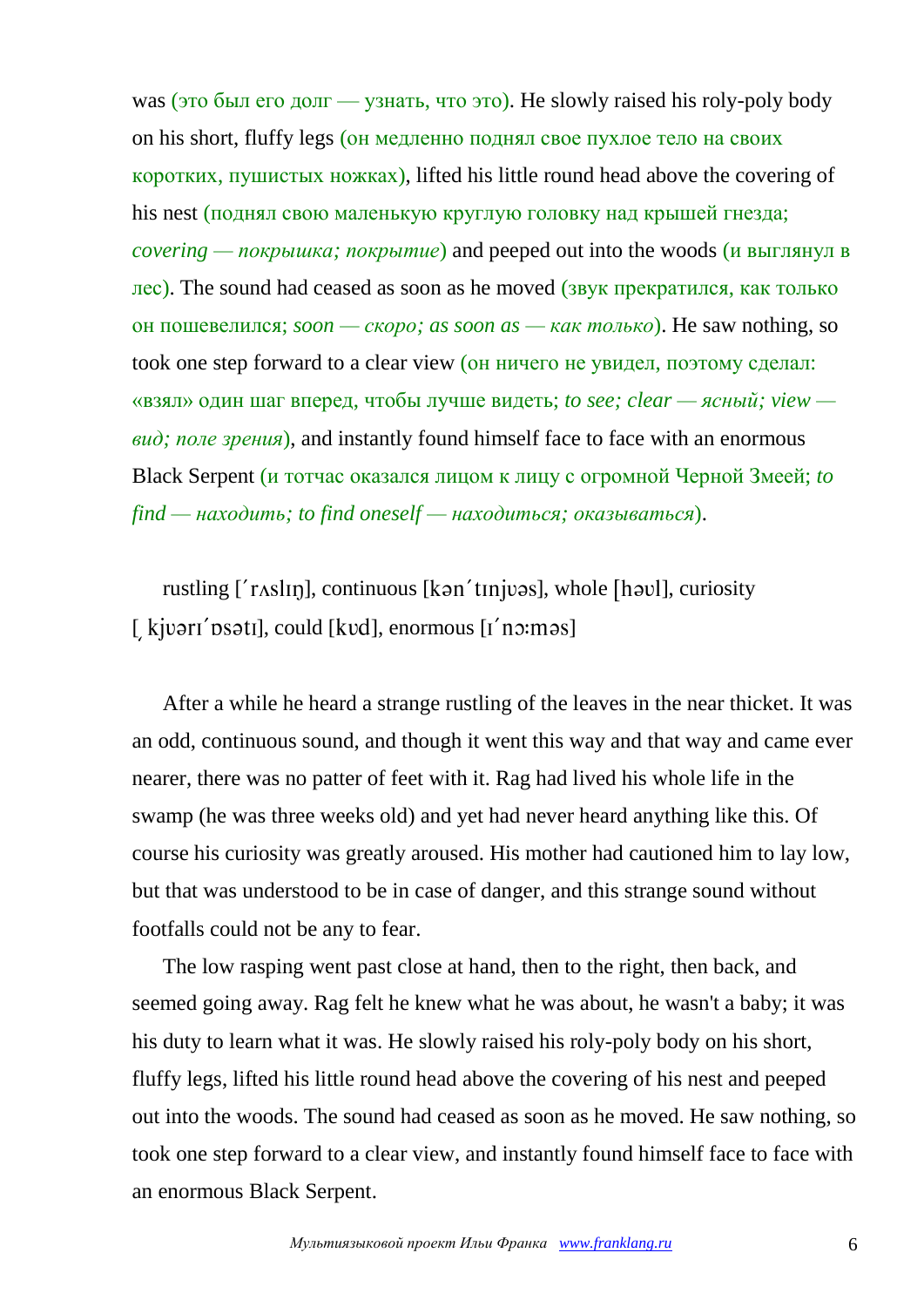was (это был его долг — узнать, что это). He slowly raised his roly-poly body on his short, fluffy legs (он медленно поднял свое пухлое тело на своих коротких, пушистых ножках), lifted his little round head above the covering of his nest (поднял свою маленькую круглую головку над крышей гнезда; *covering — покрышка; покрытие*) and peeped out into the woods (и выглянул в лес). The sound had ceased as soon as he moved (звук прекратился, как только он пошевелился; *soon — скоро; as soon as — как только*). He saw nothing, so took one step forward to a clear view (он ничего не увидел, поэтому сделал: «взял» один шаг вперед, чтобы лучше видеть; *to see; clear — ясный; view — вид; поле зрения*), and instantly found himself face to face with an enormous Black Serpent (и тотчас оказался лицом к лицу с огромной Черной Змеей; *to find — находить; to find oneself — находиться; оказываться*).

rustling [ˊrʌslɪŋ], continuous [kənˊtɪnjuəs], whole [həul], curiosity [ˌkjuərɪˊɒsətɪ], could [kud], enormous [ɪˊnɔːməs]

After a while he heard a strange rustling of the leaves in the near thicket. It was an odd, continuous sound, and though it went this way and that way and came ever nearer, there was no patter of feet with it. Rag had lived his whole life in the swamp (he was three weeks old) and yet had never heard anything like this. Of course his curiosity was greatly aroused. His mother had cautioned him to lay low, but that was understood to be in case of danger, and this strange sound without footfalls could not be any to fear.

The low rasping went past close at hand, then to the right, then back, and seemed going away. Rag felt he knew what he was about, he wasn't a baby; it was his duty to learn what it was. He slowly raised his roly-poly body on his short, fluffy legs, lifted his little round head above the covering of his nest and peeped out into the woods. The sound had ceased as soon as he moved. He saw nothing, so took one step forward to a clear view, and instantly found himself face to face with an enormous Black Serpent.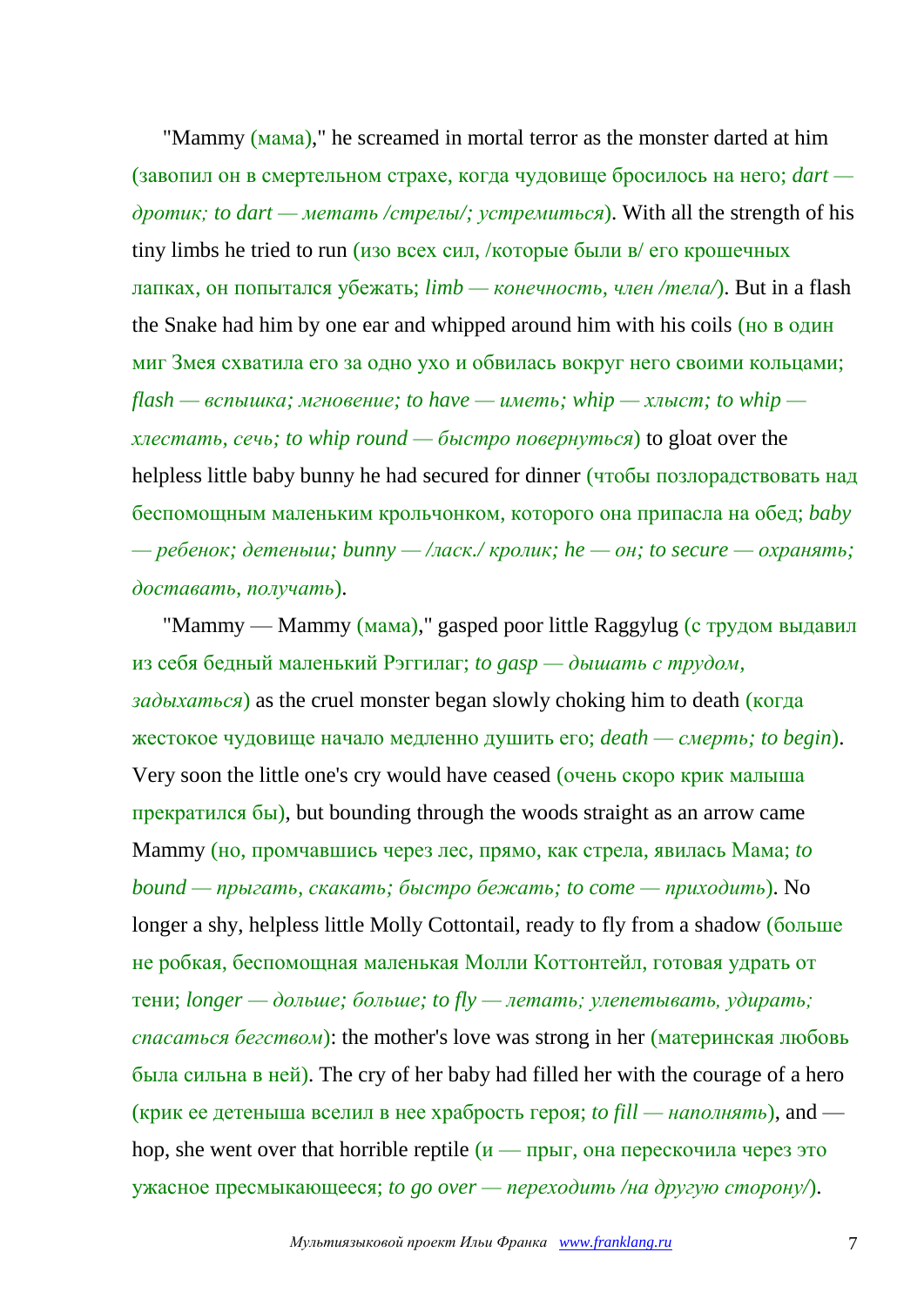"Mammy (мама)," he screamed in mortal terror as the monster darted at him (завопил он в смертельном страхе, когда чудовище бросилось на него; *dart — дротик; to dart — метать /стрелы/; устремиться*). With all the strength of his tiny limbs he tried to run (изо всех сил, /которые были в/ его крошечных лапках, он попытался убежать; *limb — конечность, член /тела/*). But in a flash the Snake had him by one ear and whipped around him with his coils (но в один миг Змея схватила его за одно ухо и обвилась вокруг него своими кольцами; *flash — вспышка; мгновение; to have — иметь; whip — хлыст; to whip — хлестать, сечь; to whip round — быстро повернуться*) to gloat over the helpless little baby bunny he had secured for dinner (чтобы позлорадствовать над беспомощным маленьким крольчонком, которого она припасла на обед; *baby — ребенок; детеныш; bunny — /ласк./ кролик; he — он; to secure — охранять; доставать, получать*).

"Mammy — Mammy (мама)," gasped poor little Raggylug (с трудом выдавил из себя бедный маленький Рэггилаг; *to gasp — дышать с трудом, задыхаться*) as the cruel monster began slowly choking him to death (когда жестокое чудовище начало медленно душить его; *death — смерть; to begin*). Very soon the little one's cry would have ceased (очень скоро крик малыша прекратился бы), but bounding through the woods straight as an arrow came Mammy (но, промчавшись через лес, прямо, как стрела, явилась Мама; *to bound — прыгать, скакать; быстро бежать; to come — приходить*). No longer a shy, helpless little Molly Cottontail, ready to fly from a shadow (больше не робкая, беспомощная маленькая Молли Коттонтейл, готовая удрать от тени; *longer — дольше; больше; to fly — летать; улепетывать, удирать; спасаться бегством*): the mother's love was strong in her (материнская любовь была сильна в ней). The cry of her baby had filled her with the courage of a hero (крик ее детеныша вселил в нее храбрость героя; *to fill — наполнять*), and — hop, she went over that horrible reptile (и — прыг, она перескочила через это ужасное пресмыкающееся; *to go over — переходить /на другую сторону/*).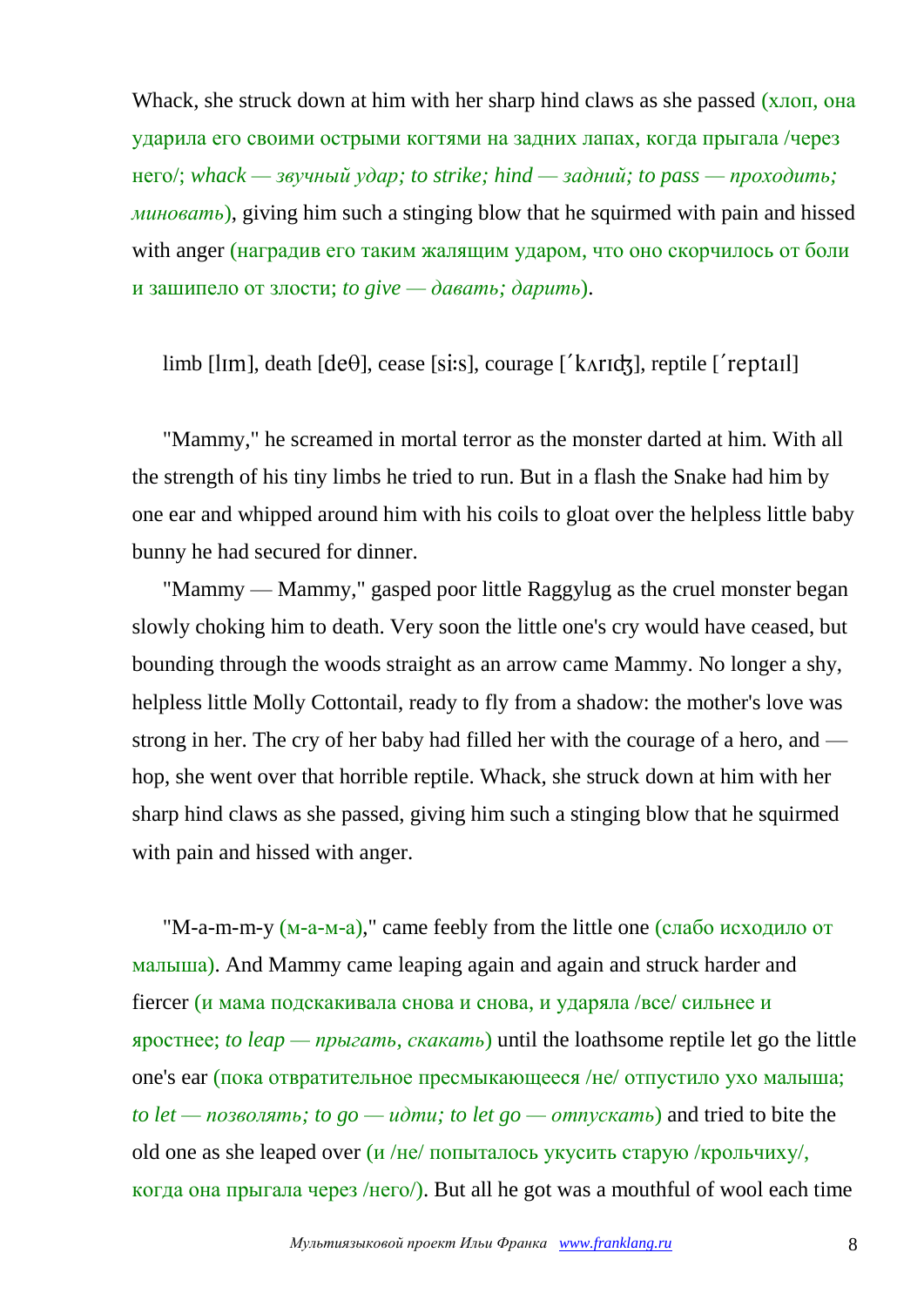Whack, she struck down at him with her sharp hind claws as she passed (хлоп, она ударила его своими острыми когтями на задних лапах, когда прыгала /через него/; *whack — звучный удар; to strike; hind — задний; to pass — проходить; миновать*), giving him such a stinging blow that he squirmed with pain and hissed with anger (наградив его таким жалящим ударом, что оно скорчилось от боли и зашипело от злости; *to give — давать; дарить*).

limb [lɪm], death [deθ], cease [siːs], courage [ˊkʌrɪʤ], reptile [ˊreptaɪl]

"Mammy," he screamed in mortal terror as the monster darted at him. With all the strength of his tiny limbs he tried to run. But in a flash the Snake had him by one ear and whipped around him with his coils to gloat over the helpless little baby bunny he had secured for dinner.

"Mammy — Mammy," gasped poor little Raggylug as the cruel monster began slowly choking him to death. Very soon the little one's cry would have ceased, but bounding through the woods straight as an arrow came Mammy. No longer a shy, helpless little Molly Cottontail, ready to fly from a shadow: the mother's love was strong in her. The cry of her baby had filled her with the courage of a hero, and — hop, she went over that horrible reptile. Whack, she struck down at him with her sharp hind claws as she passed, giving him such a stinging blow that he squirmed with pain and hissed with anger.

"M-a-m-m-y (м-а-м-а)," came feebly from the little one (слабо исходило от малыша). And Mammy came leaping again and again and struck harder and fiercer (и мама подскакивала снова и снова, и ударяла /все/ сильнее и яростнее; *to leap — прыгать, скакать*) until the loathsome reptile let go the little one's ear (пока отвратительное пресмыкающееся /не/ отпустило ухо малыша; *to let — позволять; to go — идти; to let go — отпускать*) and tried to bite the old one as she leaped over (и /не/ попыталось укусить старую /крольчиху/, когда она прыгала через /него/). But all he got was a mouthful of wool each time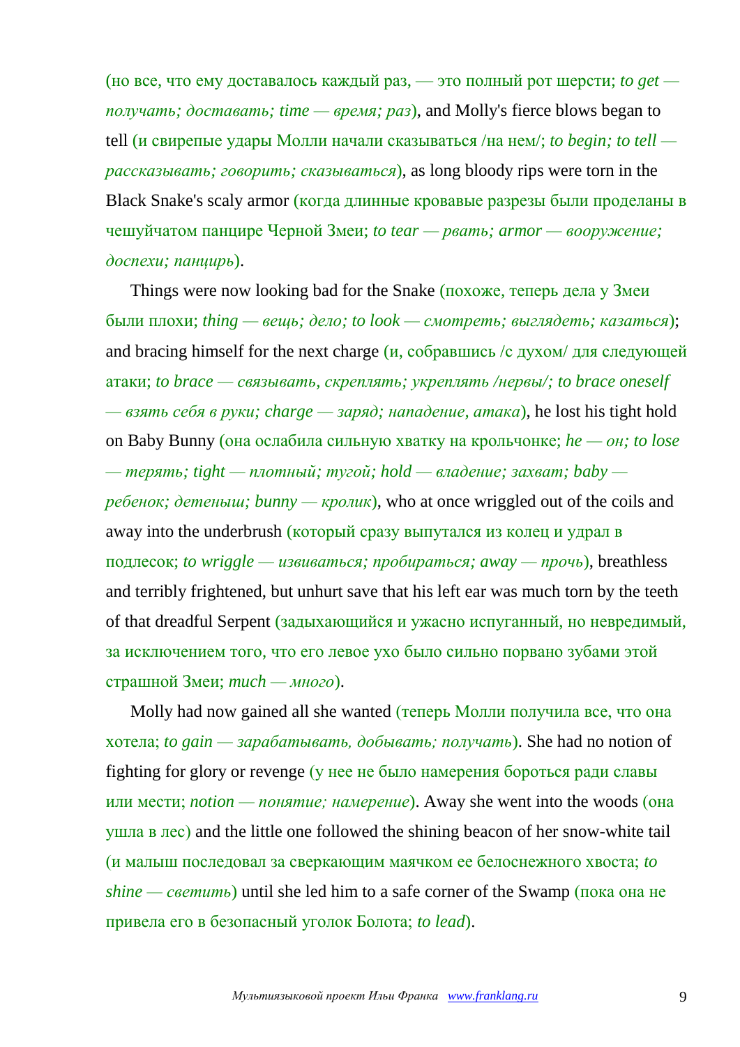(но все, что ему доставалось каждый раз, — это полный рот шерсти; *to get — получать; доставать; time — время; раз*), and Molly's fierce blows began to tell (и свирепые удары Молли начали сказываться /на нем/; *to begin; to tell — рассказывать; говорить; сказываться*), as long bloody rips were torn in the Black Snake's scaly armor (когда длинные кровавые разрезы были проделаны в чешуйчатом панцире Черной Змеи; *to tear — рвать; armor — вооружение; доспехи; панцирь*).

Things were now looking bad for the Snake (похоже, теперь дела у Змеи были плохи; *thing — вещь; дело; to look — смотреть; выглядеть; казаться*); and bracing himself for the next charge (и, собравшись /с духом/ для следующей атаки; *to brace — связывать, скреплять; укреплять /нервы/; to brace oneself — взять себя в руки; charge — заряд; нападение, атака*), he lost his tight hold on Baby Bunny (она ослабила сильную хватку на крольчонке; *he — он; to lose — терять; tight — плотный; тугой; hold — владение; захват; baby — ребенок; детеныш; bunny — кролик*), who at once wriggled out of the coils and away into the underbrush (который сразу выпутался из колец и удрал в подлесок; *to wriggle — извиваться; пробираться; away — прочь*), breathless and terribly frightened, but unhurt save that his left ear was much torn by the teeth of that dreadful Serpent (задыхающийся и ужасно испуганный, но невредимый, за исключением того, что его левое ухо было сильно порвано зубами этой страшной Змеи; *much — много*).

Molly had now gained all she wanted (теперь Молли получила все, что она хотела; *to gain — зарабатывать, добывать; получать*). She had no notion of fighting for glory or revenge (у нее не было намерения бороться ради славы или мести; *notion — понятие; намерение*). Away she went into the woods (она ушла в лес) and the little one followed the shining beacon of her snow-white tail (и малыш последовал за сверкающим маячком ее белоснежного хвоста; *to shine — светить*) until she led him to a safe corner of the Swamp (пока она не привела его в безопасный уголок Болота; *to lead*).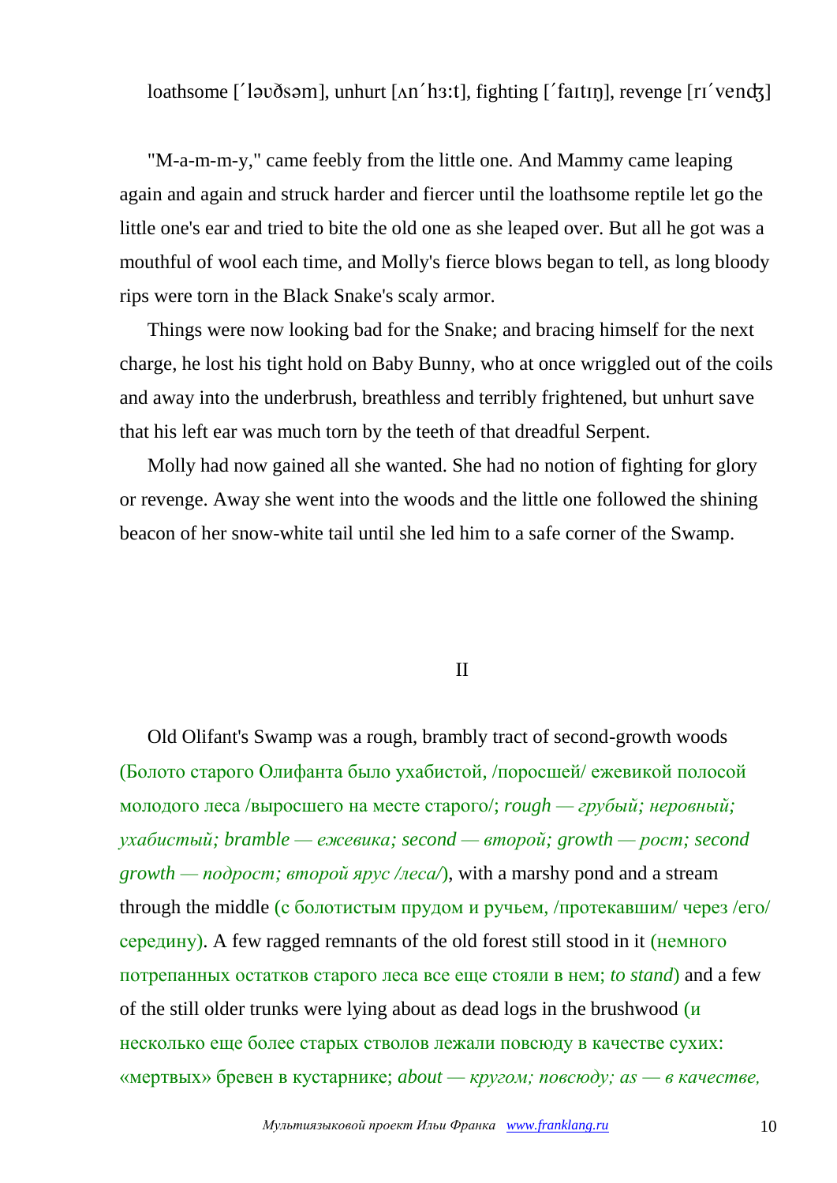loathsome [ˊləʊðsəm], unhurt [ʌnˊhɜ:t], fighting [ˊfaɪtɪŋ], revenge [rɪˊvenʤ]

"M-a-m-m-y," came feebly from the little one. And Mammy came leaping again and again and struck harder and fiercer until the loathsome reptile let go the little one's ear and tried to bite the old one as she leaped over. But all he got was a mouthful of wool each time, and Molly's fierce blows began to tell, as long bloody rips were torn in the Black Snake's scaly armor.

Things were now looking bad for the Snake; and bracing himself for the next charge, he lost his tight hold on Baby Bunny, who at once wriggled out of the coils and away into the underbrush, breathless and terribly frightened, but unhurt save that his left ear was much torn by the teeth of that dreadful Serpent.

Molly had now gained all she wanted. She had no notion of fighting for glory or revenge. Away she went into the woods and the little one followed the shining beacon of her snow-white tail until she led him to a safe corner of the Swamp.

## II

Old Olifant's Swamp was a rough, brambly tract of second-growth woods (Болото старого Олифанта было ухабистой, /поросшей/ ежевикой полосой молодого леса /выросшего на месте старого/; *rough — грубый; неровный; ухабистый; bramble — ежевика; second — второй; growth — рост; second growth — подрост; второй ярус /леса/*), with a marshy pond and a stream through the middle (с болотистым прудом и ручьем, /протекавшим/ через /его/ середину). A few ragged remnants of the old forest still stood in it (немного потрепанных остатков старого леса все еще стояли в нем; *to stand*) and a few of the still older trunks were lying about as dead logs in the brushwood (и несколько еще более старых стволов лежали повсюду в качестве сухих: «мертвых» бревен в кустарнике; *about — кругом; повсюду; as — в качестве,*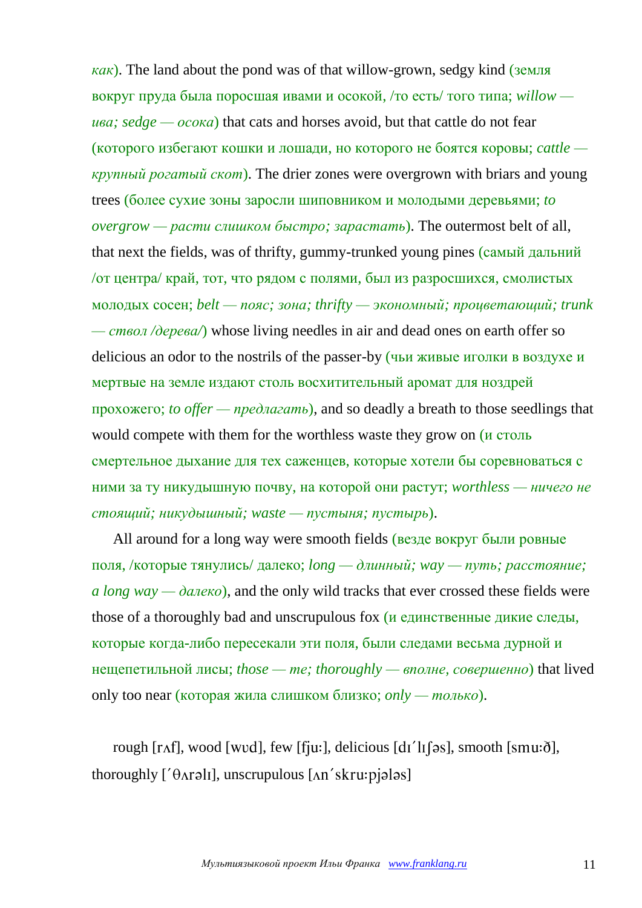*как*). The land about the pond was of that willow-grown, sedgy kind (земля вокруг пруда была поросшая ивами и осокой, /то есть/ того типа; *willow — ива; sedge — осока*) that cats and horses avoid, but that cattle do not fear (которого избегают кошки и лошади, но которого не боятся коровы; *cattle — крупный рогатый скот*). The drier zones were overgrown with briars and young trees (более сухие зоны заросли шиповником и молодыми деревьями; *to overgrow — расти слишком быстро; зарастать*). The outermost belt of all, that next the fields, was of thrifty, gummy-trunked young pines (самый дальний /от центра/ край, тот, что рядом с полями, был из разросшихся, смолистых молодых сосен; *belt — пояс; зона; thrifty — экономный; процветающий; trunk — ствол /дерева/*) whose living needles in air and dead ones on earth offer so delicious an odor to the nostrils of the passer-by (чьи живые иголки в воздухе и мертвые на земле издают столь восхитительный аромат для ноздрей прохожего; *to offer — предлагать*), and so deadly a breath to those seedlings that would compete with them for the worthless waste they grow on (и столь смертельное дыхание для тех саженцев, которые хотели бы соревноваться с ними за ту никудышную почву, на которой они растут; *worthless — ничего не стоящий; никудышный; waste — пустыня; пустырь*).

All around for a long way were smooth fields (везде вокруг были ровные поля, /которые тянулись/ далеко; *long — длинный; way — путь; расстояние; a long way — далеко*), and the only wild tracks that ever crossed these fields were those of a thoroughly bad and unscrupulous fox (и единственные дикие следы, которые когда-либо пересекали эти поля, были следами весьма дурной и нещепетильной лисы; *those — те; thoroughly — вполне, совершенно*) that lived only too near (которая жила слишком близко; *only — только*).

rough [rʌf], wood [wʊd], few [fju:], delicious [dɪˊlɪʃəs], smooth [smu:ð], thoroughly [ˊθʌrəlɪ], unscrupulous [ʌnˊskru:pjələs]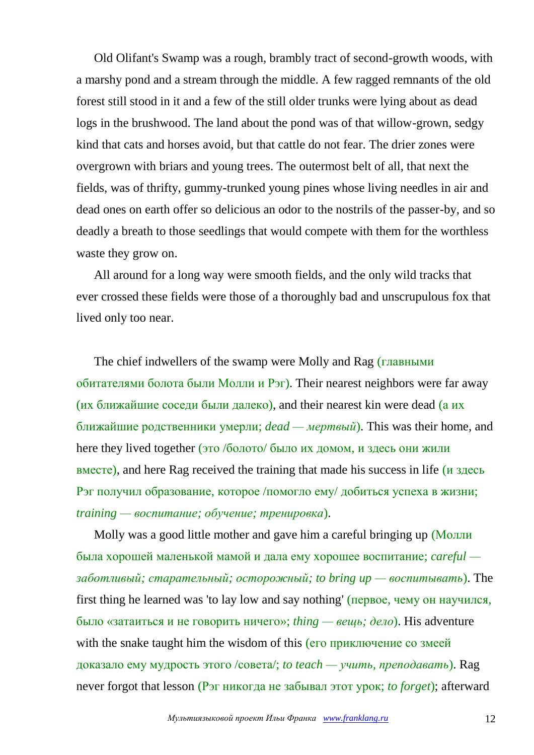Old Olifant's Swamp was a rough, brambly tract of second-growth woods, with a marshy pond and a stream through the middle. A few ragged remnants of the old forest still stood in it and a few of the still older trunks were lying about as dead logs in the brushwood. The land about the pond was of that willow-grown, sedgy kind that cats and horses avoid, but that cattle do not fear. The drier zones were overgrown with briars and young trees. The outermost belt of all, that next the fields, was of thrifty, gummy-trunked young pines whose living needles in air and dead ones on earth offer so delicious an odor to the nostrils of the passer-by, and so deadly a breath to those seedlings that would compete with them for the worthless waste they grow on.

All around for a long way were smooth fields, and the only wild tracks that ever crossed these fields were those of a thoroughly bad and unscrupulous fox that lived only too near.

The chief indwellers of the swamp were Molly and Rag (главными обитателями болота были Молли и Рэг). Their nearest neighbors were far away (их ближайшие соседи были далеко), and their nearest kin were dead (а их ближайшие родственники умерли; *dead — мертвый*). This was their home, and here they lived together (это /болото/ было их домом, и здесь они жили вместе), and here Rag received the training that made his success in life (и здесь Рэг получил образование, которое /помогло ему/ добиться успеха в жизни; *training — воспитание; обучение; тренировка*).

Molly was a good little mother and gave him a careful bringing up (Молли была хорошей маленькой мамой и дала ему хорошее воспитание; *careful — заботливый; старательный; осторожный; to bring up — воспитывать*). The first thing he learned was 'to lay low and say nothing' (первое, чему он научился, было «затаиться и не говорить ничего»; *thing — вещь; дело*). His adventure with the snake taught him the wisdom of this (его приключение со змеей доказало ему мудрость этого /совета/; *to teach — учить, преподавать*). Rag never forgot that lesson (Рэг никогда не забывал этот урок; *to forget*); afterward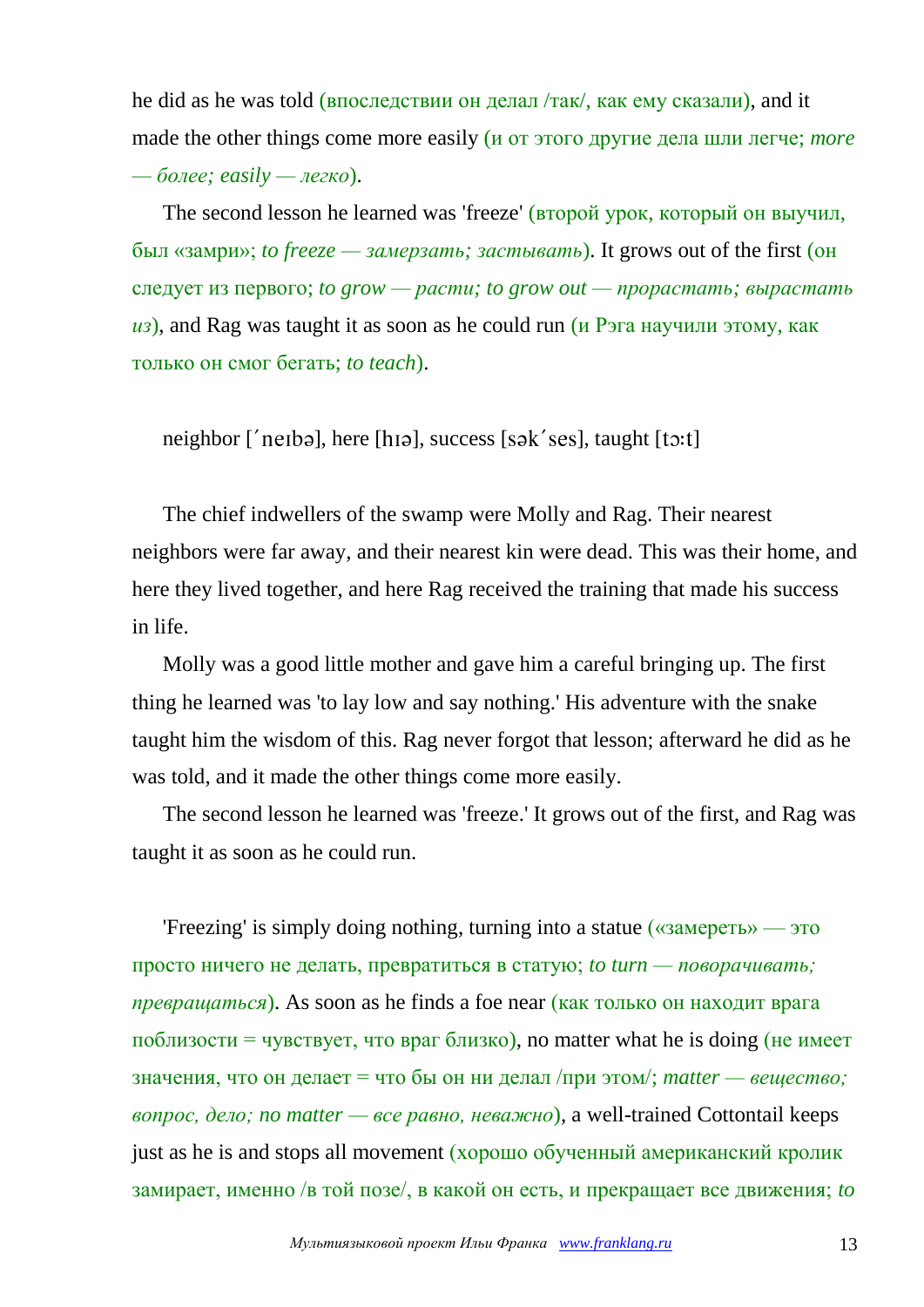he did as he was told (впоследствии он делал /так/, как ему сказали), and it made the other things come more easily (и от этого другие дела шли легче; *more — более; easily — легко*).

The second lesson he learned was 'freeze' (второй урок, который он выучил, был «замри»; *to freeze — замерзать; застывать*). It grows out of the first (он следует из первого; *to grow — расти; to grow out — прорастать; вырастать из*), and Rag was taught it as soon as he could run (и Рэга научили этому, как только он смог бегать; *to teach*).

neighbor [ˊneɪbə], here [hɪə], success [səkˊses], taught [tɔ:t]

The chief indwellers of the swamp were Molly and Rag. Their nearest neighbors were far away, and their nearest kin were dead. This was their home, and here they lived together, and here Rag received the training that made his success in life.

Molly was a good little mother and gave him a careful bringing up. The first thing he learned was 'to lay low and say nothing.' His adventure with the snake taught him the wisdom of this. Rag never forgot that lesson; afterward he did as he was told, and it made the other things come more easily.

The second lesson he learned was 'freeze.' It grows out of the first, and Rag was taught it as soon as he could run.

'Freezing' is simply doing nothing, turning into a statue («замереть» — это просто ничего не делать, превратиться в статую; *to turn — поворачивать; превращаться*). As soon as he finds a foe near (как только он находит врага поблизости = чувствует, что враг близко), no matter what he is doing (не имеет значения, что он делает = что бы он ни делал /при этом/; *matter — вещество; вопрос, дело; no matter — все равно, неважно*), a well-trained Cottontail keeps just as he is and stops all movement (хорошо обученный американский кролик замирает, именно /в той позе/, в какой он есть, и прекращает все движения; *to*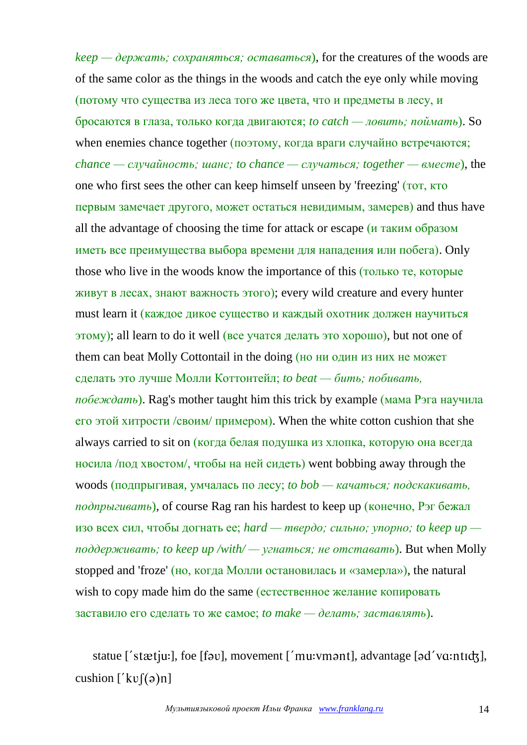*keep — держать; сохраняться; оставаться*), for the creatures of the woods are of the same color as the things in the woods and catch the eye only while moving (потому что существа из леса того же цвета, что и предметы в лесу, и бросаются в глаза, только когда двигаются; *to catch — ловить; поймать*). So when enemies chance together (поэтому, когда враги случайно встречаются; *chance — случайность; шанс; to chance — случаться; together — вместе*), the one who first sees the other can keep himself unseen by 'freezing' (тот, кто первым замечает другого, может остаться невидимым, замерев) and thus have all the advantage of choosing the time for attack or escape (и таким образом иметь все преимущества выбора времени для нападения или побега). Only those who live in the woods know the importance of this (только те, которые живут в лесах, знают важность этого); every wild creature and every hunter must learn it (каждое дикое существо и каждый охотник должен научиться этому); all learn to do it well (все учатся делать это хорошо), but not one of them can beat Molly Cottontail in the doing (но ни один из них не может сделать это лучше Молли Коттонтейл; *to beat — бить; побивать, побеждать*). Rag's mother taught him this trick by example (мама Рэга научила его этой хитрости /своим/ примером). When the white cotton cushion that she always carried to sit on (когда белая подушка из хлопка, которую она всегда носила /под хвостом/, чтобы на ней сидеть) went bobbing away through the woods (подпрыгивая, умчалась по лесу; *to bob — качаться; подскакивать, подпрыгивать*), of course Rag ran his hardest to keep up (конечно, Рэг бежал изо всех сил, чтобы догнать ее; *hard — твердо; сильно; упорно; to keep up — поддерживать; to keep up /with/ — угнаться; не отставать*). But when Molly stopped and 'froze' (но, когда Молли остановилась и «замерла»), the natural wish to copy made him do the same (естественное желание копировать заставило его сделать то же самое; *to make — делать; заставлять*).

statue [ˈstætjuː], foe [fəʊ], movement [ˈmuːvmənt], advantage [ədˈvɑːntɪʤ], cushion [ˈkʊʃ(ə)n]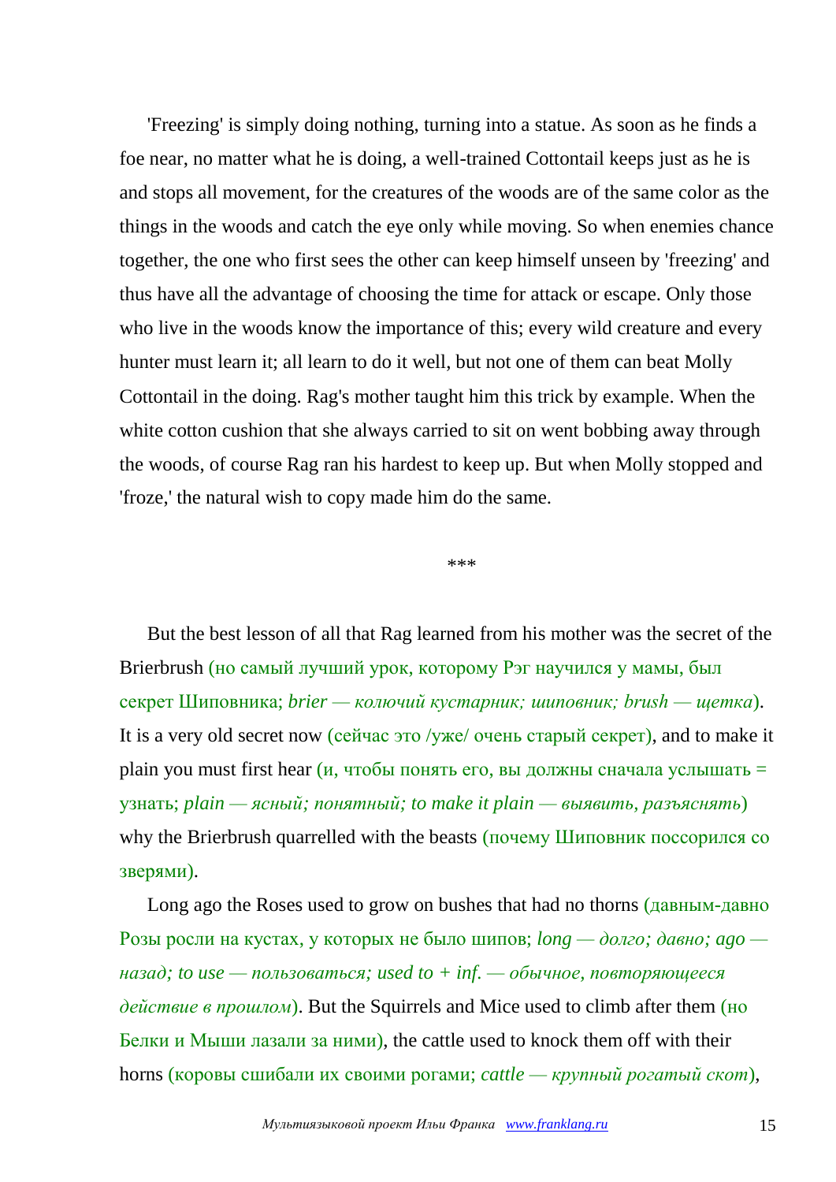'Freezing' is simply doing nothing, turning into a statue. As soon as he finds a foe near, no matter what he is doing, a well-trained Cottontail keeps just as he is and stops all movement, for the creatures of the woods are of the same color as the things in the woods and catch the eye only while moving. So when enemies chance together, the one who first sees the other can keep himself unseen by 'freezing' and thus have all the advantage of choosing the time for attack or escape. Only those who live in the woods know the importance of this; every wild creature and every hunter must learn it; all learn to do it well, but not one of them can beat Molly Cottontail in the doing. Rag's mother taught him this trick by example. When the white cotton cushion that she always carried to sit on went bobbing away through the woods, of course Rag ran his hardest to keep up. But when Molly stopped and 'froze,' the natural wish to copy made him do the same.

***

But the best lesson of all that Rag learned from his mother was the secret of the Brierbrush (но самый лучший урок, которому Рэг научился у мамы, был секрет Шиповника; *brier — колючий кустарник; шиповник; brush — щетка*). It is a very old secret now (сейчас это /уже/ очень старый секрет), and to make it plain you must first hear (и, чтобы понять его, вы должны сначала услышать = узнать; *plain — ясный; понятный; to make it plain — выявить, разъяснять*) why the Brierbrush quarrelled with the beasts (почему Шиповник поссорился со зверями).

Long ago the Roses used to grow on bushes that had no thorns (давным-давно Розы росли на кустах, у которых не было шипов; *long — долго; давно; ago — назад; to use — пользоваться; used to + inf. — обычное, повторяющееся действие в прошлом*). But the Squirrels and Mice used to climb after them (но Белки и Мыши лазали за ними), the cattle used to knock them off with their horns (коровы сшибали их своими рогами; *cattle — крупный рогатый скот*),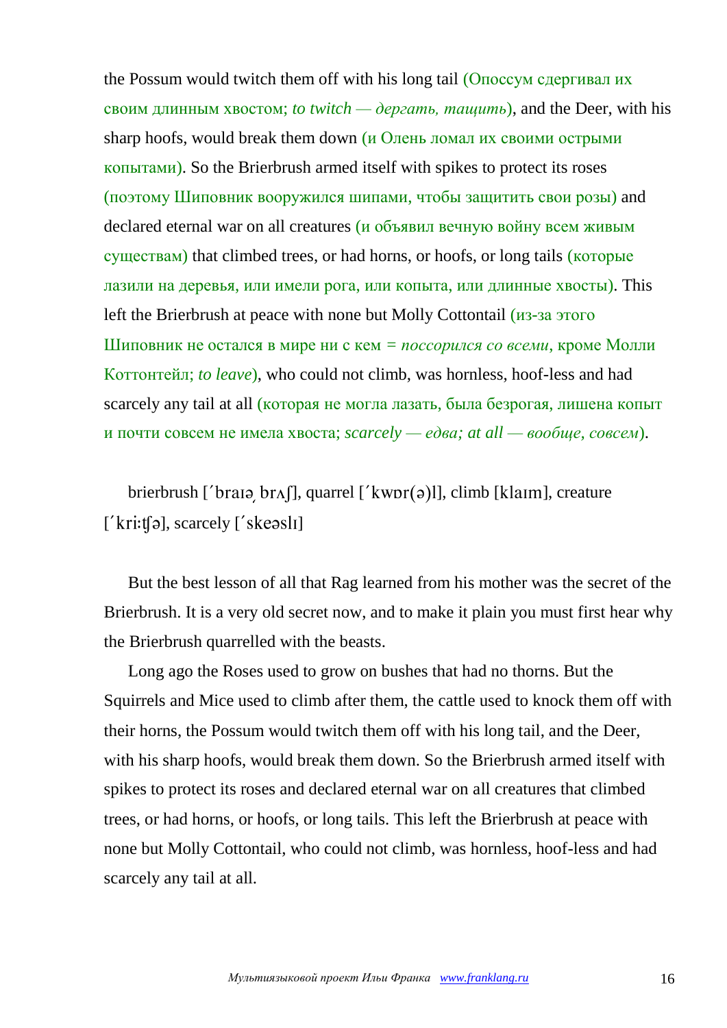the Possum would twitch them off with his long tail (Опоссум сдергивал их своим длинным хвостом; *to twitch — дергать, тащить*), and the Deer, with his sharp hoofs, would break them down (и Олень ломал их своими острыми копытами). So the Brierbrush armed itself with spikes to protect its roses (поэтому Шиповник вооружился шипами, чтобы защитить свои розы) and declared eternal war on all creatures (и объявил вечную войну всем живым существам) that climbed trees, or had horns, or hoofs, or long tails (которые лазили на деревья, или имели рога, или копыта, или длинные хвосты). This left the Brierbrush at peace with none but Molly Cottontail (из-за этого Шиповник не остался в мире ни с кем = *поссорился со всеми*, кроме Молли Коттонтейл; *to leave*), who could not climb, was hornless, hoof-less and had scarcely any tail at all (которая не могла лазать, была безрогая, лишена копыт и почти совсем не имела хвоста; *scarcely — едва; at all — вообще, совсем*).

brierbrush [ˊbraɪə͵ brʌʃ], quarrel [ˊkwɒr(ə)l], climb [klaɪm], creature [ˊkri:ʧə], scarcely [ˊskeəslɪ]

But the best lesson of all that Rag learned from his mother was the secret of the Brierbrush. It is a very old secret now, and to make it plain you must first hear why the Brierbrush quarrelled with the beasts.

Long ago the Roses used to grow on bushes that had no thorns. But the Squirrels and Mice used to climb after them, the cattle used to knock them off with their horns, the Possum would twitch them off with his long tail, and the Deer, with his sharp hoofs, would break them down. So the Brierbrush armed itself with spikes to protect its roses and declared eternal war on all creatures that climbed trees, or had horns, or hoofs, or long tails. This left the Brierbrush at peace with none but Molly Cottontail, who could not climb, was hornless, hoof-less and had scarcely any tail at all.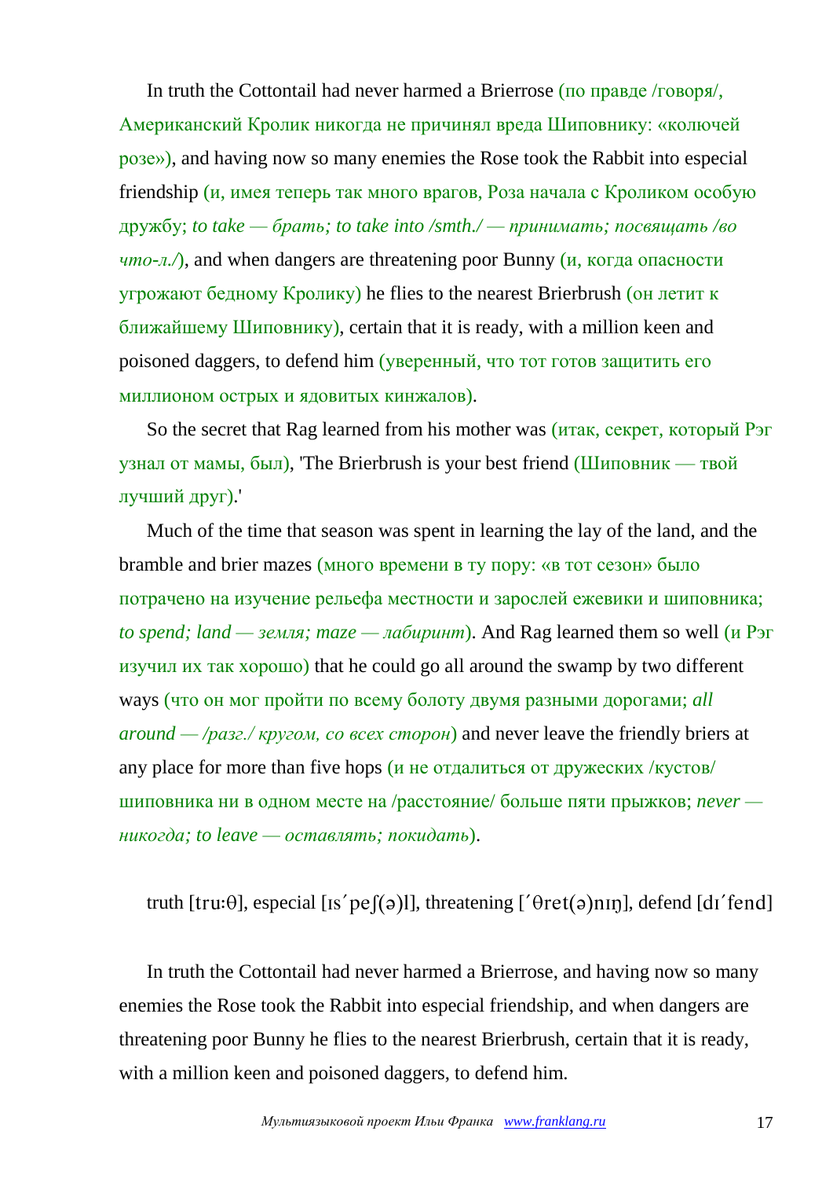In truth the Cottontail had never harmed a Brierrose (по правде /говоря/, Американский Кролик никогда не причинял вреда Шиповнику: «колючей розе»), and having now so many enemies the Rose took the Rabbit into especial friendship (и, имея теперь так много врагов, Роза начала с Кроликом особую дружбу; *to take — брать; to take into /smth./ — принимать; посвящать /во что-л./*), and when dangers are threatening poor Bunny (и, когда опасности угрожают бедному Кролику) he flies to the nearest Brierbrush (он летит к ближайшему Шиповнику), certain that it is ready, with a million keen and poisoned daggers, to defend him (уверенный, что тот готов защитить его миллионом острых и ядовитых кинжалов).

So the secret that Rag learned from his mother was (итак, секрет, который Рэг узнал от мамы, был), 'The Brierbrush is your best friend (Шиповник — твой лучший друг).'

Much of the time that season was spent in learning the lay of the land, and the bramble and brier mazes (много времени в ту пору: «в тот сезон» было потрачено на изучение рельефа местности и зарослей ежевики и шиповника; *to spend; land — земля; maze — лабиринт*). And Rag learned them so well (и Рэг изучил их так хорошо) that he could go all around the swamp by two different ways (что он мог пройти по всему болоту двумя разными дорогами; *all around — /разг./ кругом, со всех сторон*) and never leave the friendly briers at any place for more than five hops (и не отдалиться от дружеских /кустов/ шиповника ни в одном месте на /расстояние/ больше пяти прыжков; *never — никогда; to leave — оставлять; покидать*).

truth [tru:θ], especial [ɪs´peʃ(ə)l], threatening [´θret(ə)nɪŋ], defend [dɪ´fend]

In truth the Cottontail had never harmed a Brierrose, and having now so many enemies the Rose took the Rabbit into especial friendship, and when dangers are threatening poor Bunny he flies to the nearest Brierbrush, certain that it is ready, with a million keen and poisoned daggers, to defend him.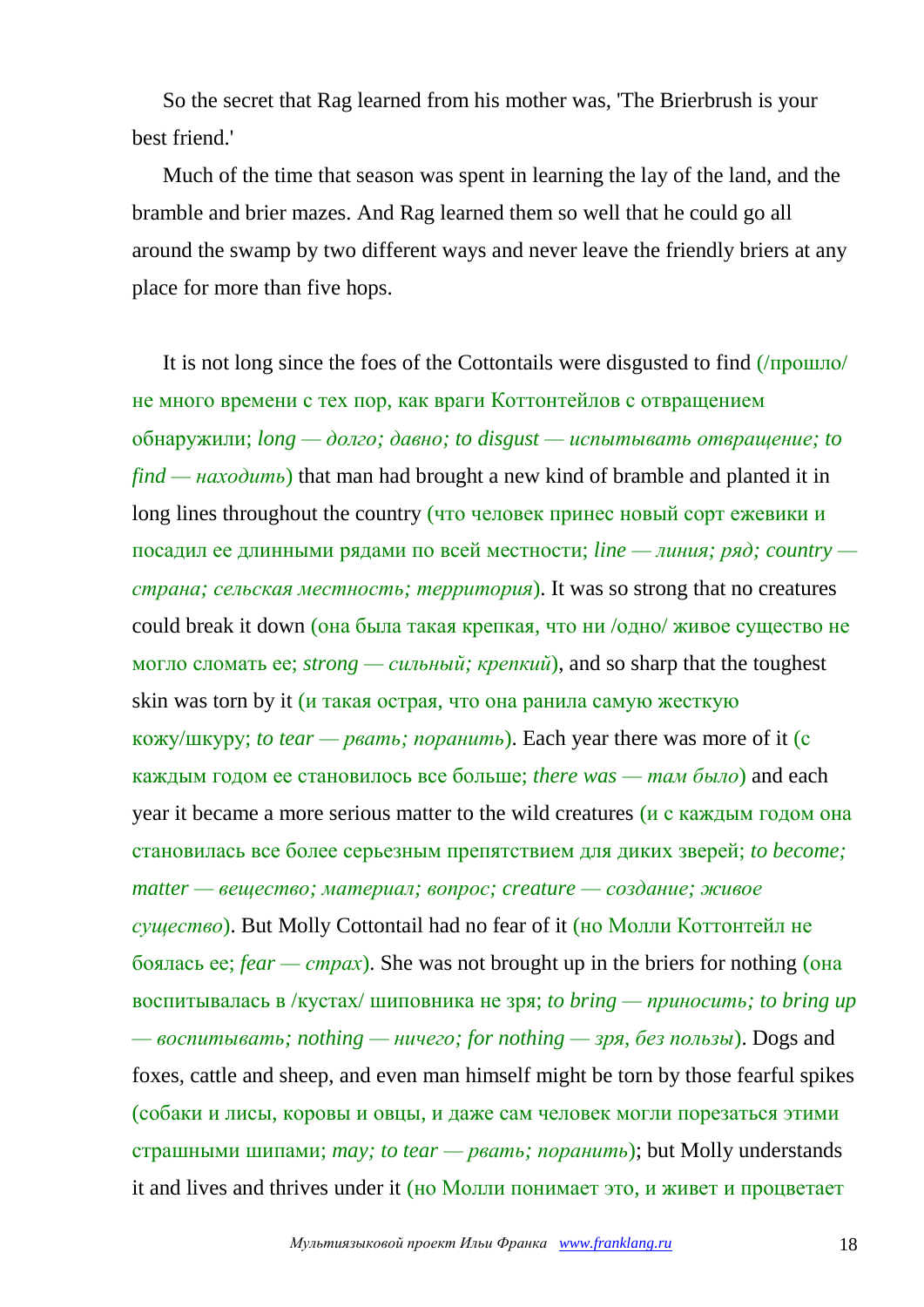So the secret that Rag learned from his mother was, 'The Brierbrush is your best friend.'

Much of the time that season was spent in learning the lay of the land, and the bramble and brier mazes. And Rag learned them so well that he could go all around the swamp by two different ways and never leave the friendly briers at any place for more than five hops.

It is not long since the foes of the Cottontails were disgusted to find (/прошло/ не много времени с тех пор, как враги Коттонтейлов с отвращением обнаружили; *long — долго; давно; to disgust — испытывать отвращение; to find — находить*) that man had brought a new kind of bramble and planted it in long lines throughout the country (что человек принес новый сорт ежевики и посадил ее длинными рядами по всей местности; *line — линия; ряд; country — страна; сельская местность; территория*). It was so strong that no creatures could break it down (она была такая крепкая, что ни /одно/ живое существо не могло сломать ее; *strong — сильный; крепкий*), and so sharp that the toughest skin was torn by it (и такая острая, что она ранила самую жесткую кожу/шкуру; *to tear — рвать; поранить*). Each year there was more of it (с каждым годом ее становилось все больше; *there was — там было*) and each year it became a more serious matter to the wild creatures (и с каждым годом она становилась все более серьезным препятствием для диких зверей; *to become; matter — вещество; материал; вопрос; creature — создание; живое существо*). But Molly Cottontail had no fear of it (но Молли Коттонтейл не боялась ее; *fear — страх*). She was not brought up in the briers for nothing (она воспитывалась в /кустах/ шиповника не зря; *to bring — приносить; to bring up — воспитывать; nothing — ничего; for nothing — зря, без пользы*). Dogs and foxes, cattle and sheep, and even man himself might be torn by those fearful spikes (собаки и лисы, коровы и овцы, и даже сам человек могли порезаться этими страшными шипами; *may; to tear — рвать; поранить*); but Molly understands it and lives and thrives under it (но Молли понимает это, и живет и процветает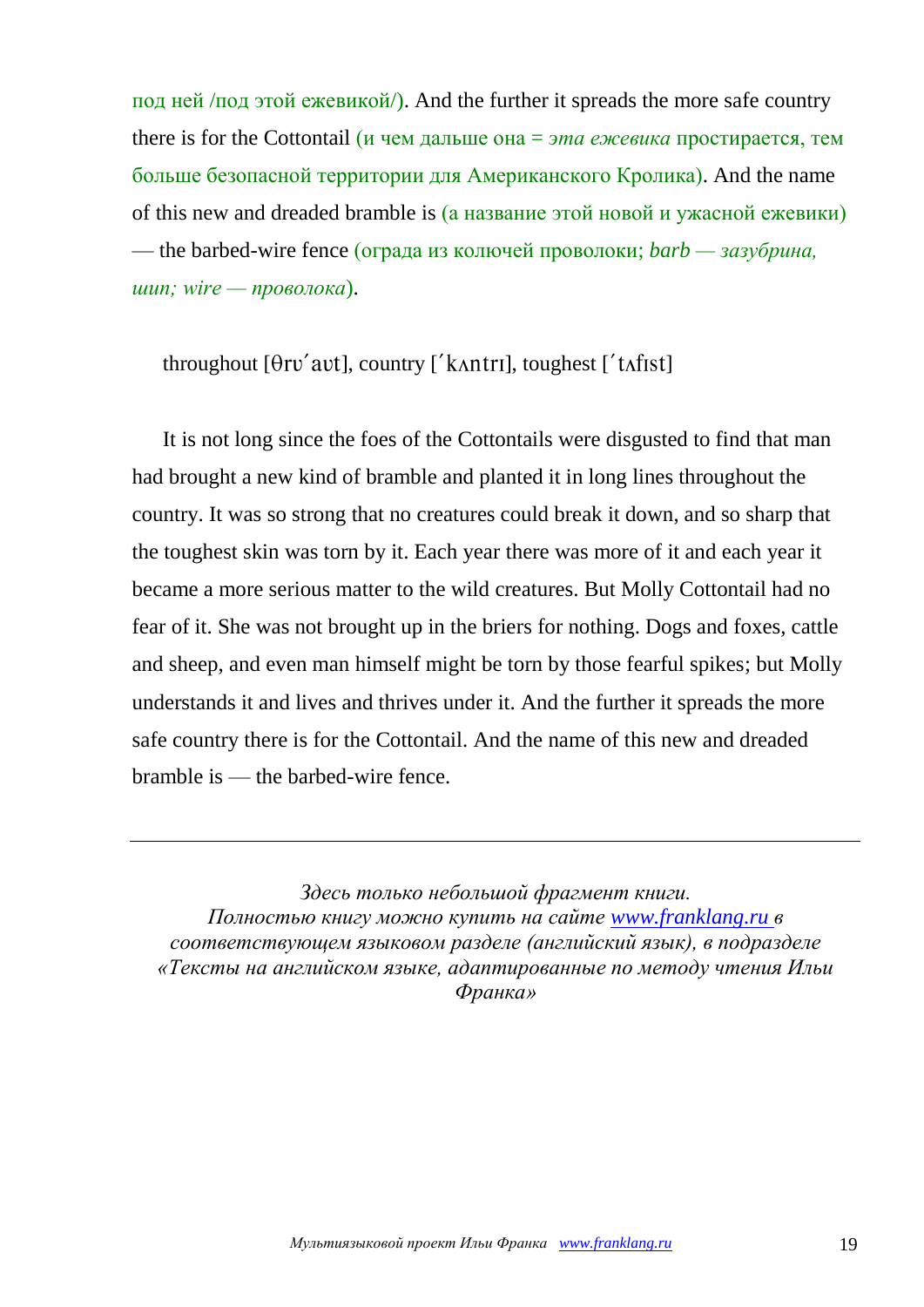под ней /под этой ежевикой/). And the further it spreads the more safe country there is for the Cottontail (и чем дальше она = *эта ежевика* простирается, тем больше безопасной территории для Американского Кролика). And the name of this new and dreaded bramble is (а название этой новой и ужасной ежевики) — the barbed-wire fence (ограда из колючей проволоки; *barb — зазубрина, шип; wire — проволока*).

throughout [θrʊˈaʊt], country [ˈkʌntrɪ], toughest [ˈtʌfɪst]

It is not long since the foes of the Cottontails were disgusted to find that man had brought a new kind of bramble and planted it in long lines throughout the country. It was so strong that no creatures could break it down, and so sharp that the toughest skin was torn by it. Each year there was more of it and each year it became a more serious matter to the wild creatures. But Molly Cottontail had no fear of it. She was not brought up in the briers for nothing. Dogs and foxes, cattle and sheep, and even man himself might be torn by those fearful spikes; but Molly understands it and lives and thrives under it. And the further it spreads the more safe country there is for the Cottontail. And the name of this new and dreaded bramble is — the barbed-wire fence.

---

*Здесь только небольшой фрагмент книги.*
*Полностью книгу можно купить на сайте www.franklang.ru в соответствующем языковом разделе (английский язык), в подразделе «Тексты на английском языке, адаптированные по методу чтения Ильи Франка»*